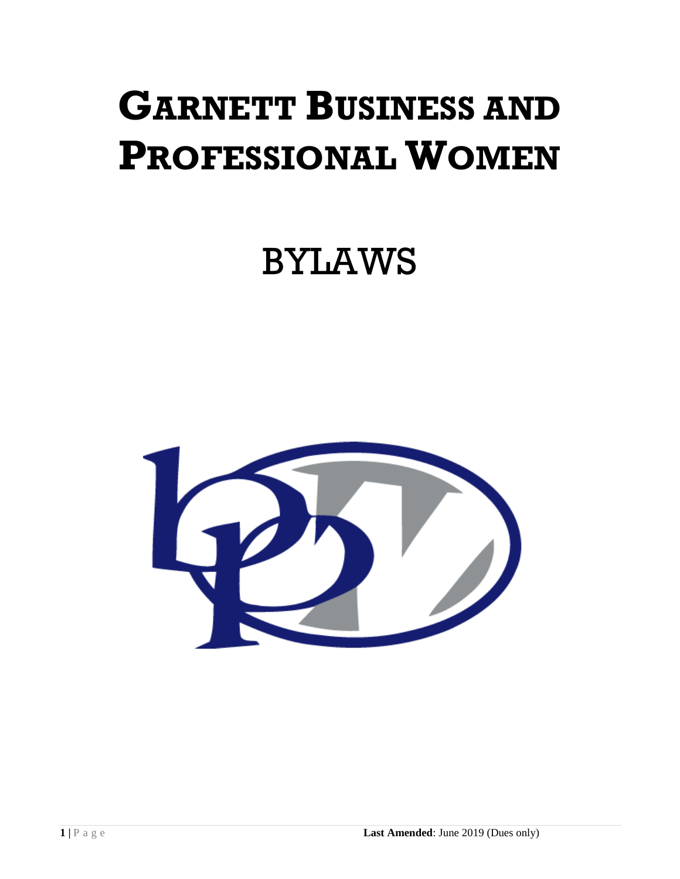# Garnett Business and Professional Women

# BYLAWS

**Last Amended**: June 2019 (Dues only)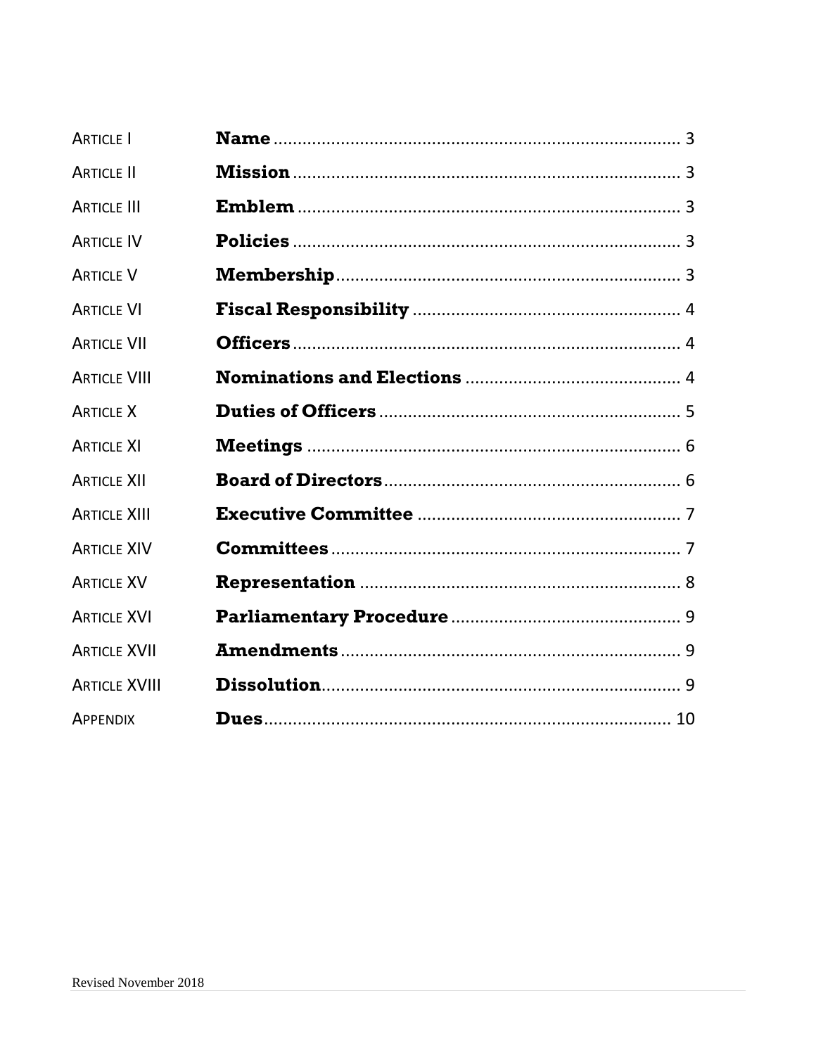| | | |
|---|---|---|
| ARTICLE I | **Name** | 3 |
| ARTICLE II | **Mission** | 3 |
| ARTICLE III | **Emblem** | 3 |
| ARTICLE IV | **Policies** | 3 |
| ARTICLE V | **Membership** | 3 |
| ARTICLE VI | **Fiscal Responsibility** | 4 |
| ARTICLE VII | **Officers** | 4 |
| ARTICLE VIII | **Nominations and Elections** | 4 |
| ARTICLE X | **Duties of Officers** | 5 |
| ARTICLE XI | **Meetings** | 6 |
| ARTICLE XII | **Board of Directors** | 6 |
| ARTICLE XIII | **Executive Committee** | 7 |
| ARTICLE XIV | **Committees** | 7 |
| ARTICLE XV | **Representation** | 8 |
| ARTICLE XVI | **Parliamentary Procedure** | 9 |
| ARTICLE XVII | **Amendments** | 9 |
| ARTICLE XVIII | **Dissolution** | 9 |
| APPENDIX | **Dues** | 10 |

Revised November 2018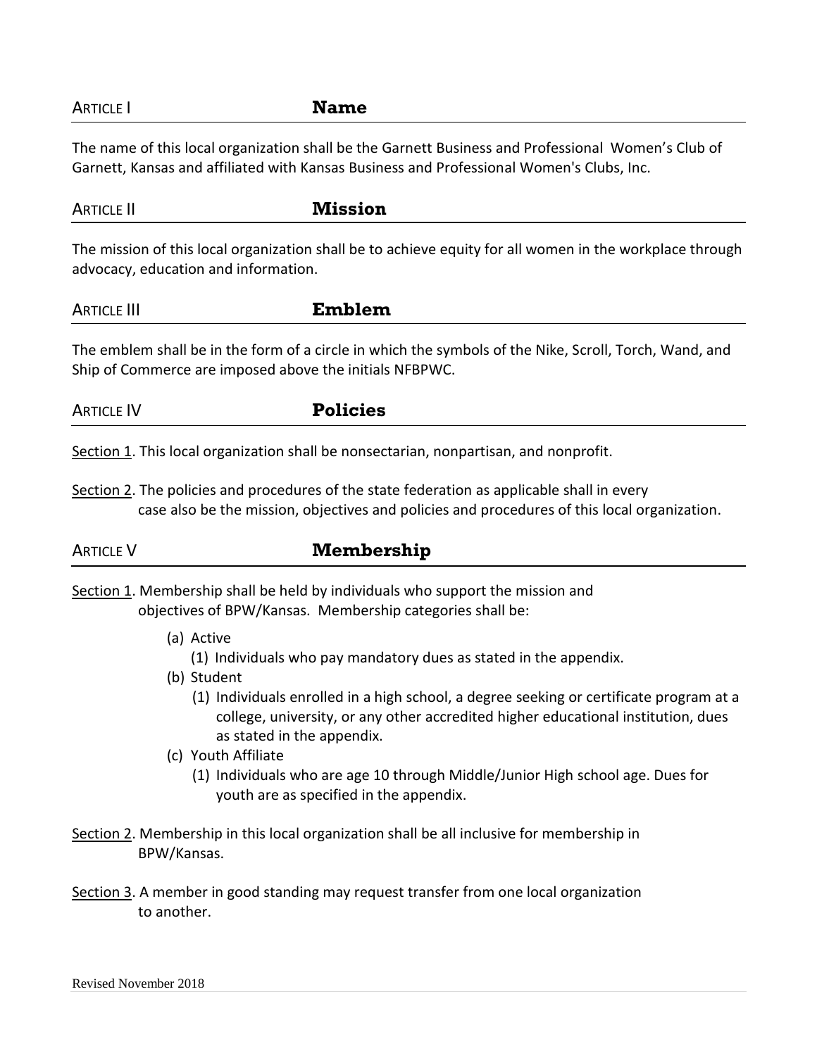## ARTICLE I Name

The name of this local organization shall be the Garnett Business and Professional Women's Club of Garnett, Kansas and affiliated with Kansas Business and Professional Women's Clubs, Inc.

## ARTICLE II Mission

The mission of this local organization shall be to achieve equity for all women in the workplace through advocacy, education and information.

## ARTICLE III Emblem

The emblem shall be in the form of a circle in which the symbols of the Nike, Scroll, Torch, Wand, and Ship of Commerce are imposed above the initials NFBPWC.

## ARTICLE IV Policies

Section 1. This local organization shall be nonsectarian, nonpartisan, and nonprofit.

Section 2. The policies and procedures of the state federation as applicable shall in every case also be the mission, objectives and policies and procedures of this local organization.

## ARTICLE V Membership

Section 1. Membership shall be held by individuals who support the mission and objectives of BPW/Kansas. Membership categories shall be:

- (a) Active
  - (1) Individuals who pay mandatory dues as stated in the appendix.
- (b) Student
  - (1) Individuals enrolled in a high school, a degree seeking or certificate program at a college, university, or any other accredited higher educational institution, dues as stated in the appendix.
- (c) Youth Affiliate
  - (1) Individuals who are age 10 through Middle/Junior High school age. Dues for youth are as specified in the appendix.

Section 2. Membership in this local organization shall be all inclusive for membership in BPW/Kansas.

Section 3. A member in good standing may request transfer from one local organization to another.

Revised November 2018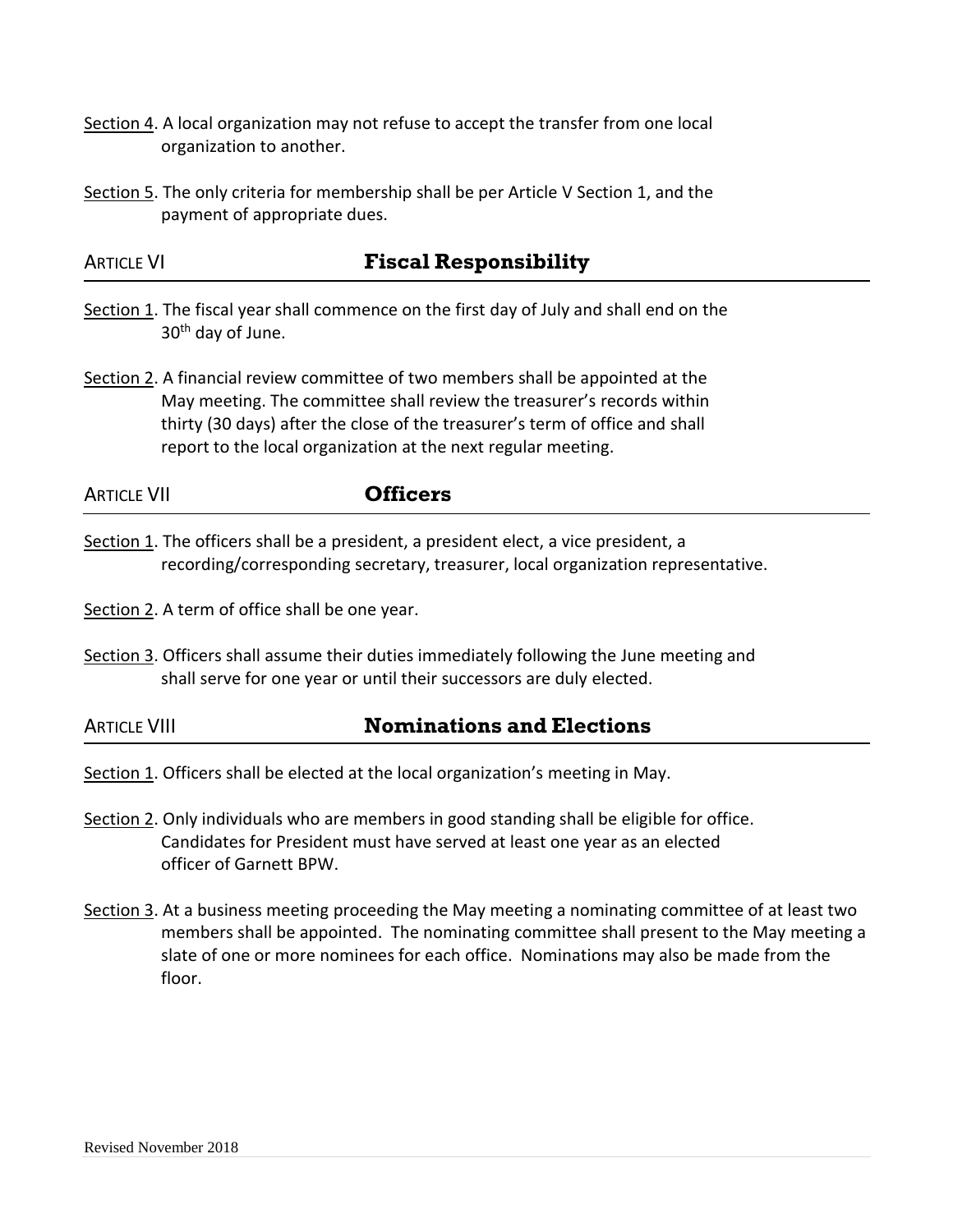Section 4. A local organization may not refuse to accept the transfer from one local organization to another.

Section 5. The only criteria for membership shall be per Article V Section 1, and the payment of appropriate dues.

## ARTICLE VI **Fiscal Responsibility**

Section 1. The fiscal year shall commence on the first day of July and shall end on the 30th day of June.

Section 2. A financial review committee of two members shall be appointed at the May meeting. The committee shall review the treasurer's records within thirty (30 days) after the close of the treasurer's term of office and shall report to the local organization at the next regular meeting.

## ARTICLE VII **Officers**

Section 1. The officers shall be a president, a president elect, a vice president, a recording/corresponding secretary, treasurer, local organization representative.

Section 2. A term of office shall be one year.

Section 3. Officers shall assume their duties immediately following the June meeting and shall serve for one year or until their successors are duly elected.

## ARTICLE VIII **Nominations and Elections**

Section 1. Officers shall be elected at the local organization's meeting in May.

Section 2. Only individuals who are members in good standing shall be eligible for office. Candidates for President must have served at least one year as an elected officer of Garnett BPW.

Section 3. At a business meeting proceeding the May meeting a nominating committee of at least two members shall be appointed. The nominating committee shall present to the May meeting a slate of one or more nominees for each office. Nominations may also be made from the floor.

Revised November 2018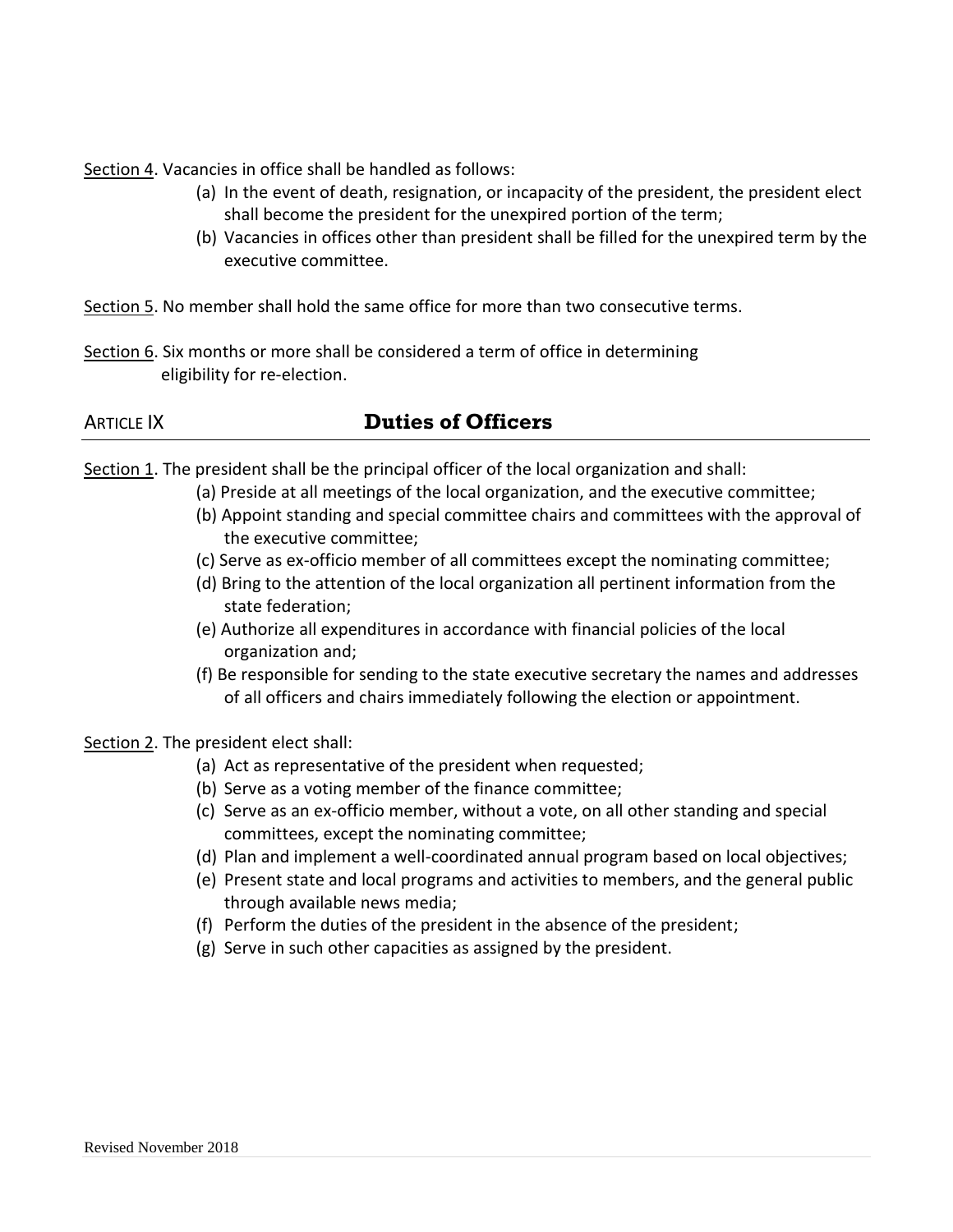Section 4. Vacancies in office shall be handled as follows:

(a) In the event of death, resignation, or incapacity of the president, the president elect shall become the president for the unexpired portion of the term;

(b) Vacancies in offices other than president shall be filled for the unexpired term by the executive committee.

Section 5. No member shall hold the same office for more than two consecutive terms.

Section 6. Six months or more shall be considered a term of office in determining eligibility for re-election.

## ARTICLE IX — Duties of Officers

Section 1. The president shall be the principal officer of the local organization and shall:

(a) Preside at all meetings of the local organization, and the executive committee;

(b) Appoint standing and special committee chairs and committees with the approval of the executive committee;

(c) Serve as ex-officio member of all committees except the nominating committee;

(d) Bring to the attention of the local organization all pertinent information from the state federation;

(e) Authorize all expenditures in accordance with financial policies of the local organization and;

(f) Be responsible for sending to the state executive secretary the names and addresses of all officers and chairs immediately following the election or appointment.

Section 2. The president elect shall:

(a) Act as representative of the president when requested;

(b) Serve as a voting member of the finance committee;

(c) Serve as an ex-officio member, without a vote, on all other standing and special committees, except the nominating committee;

(d) Plan and implement a well-coordinated annual program based on local objectives;

(e) Present state and local programs and activities to members, and the general public through available news media;

(f) Perform the duties of the president in the absence of the president;

(g) Serve in such other capacities as assigned by the president.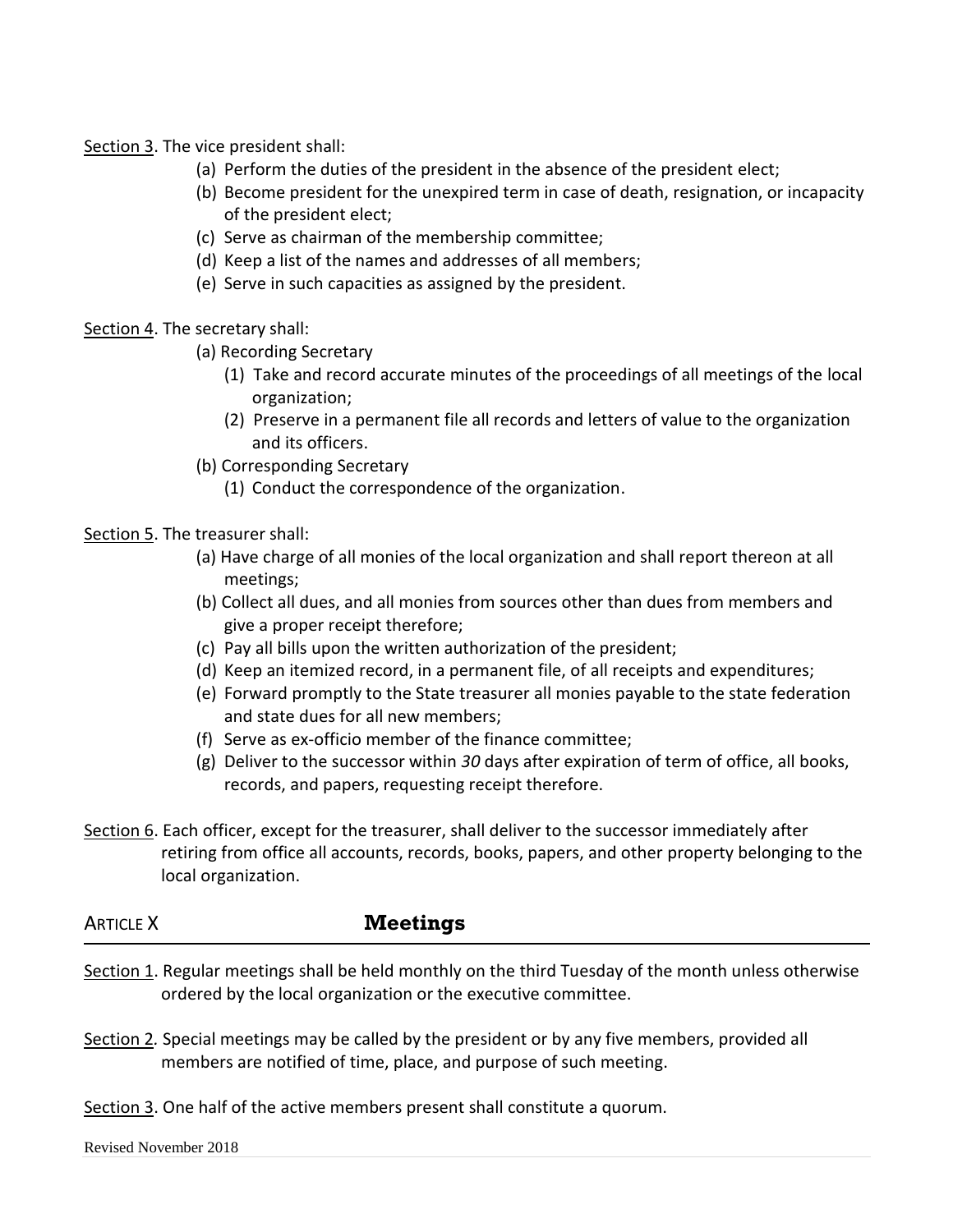Section 3. The vice president shall:

(a) Perform the duties of the president in the absence of the president elect;
(b) Become president for the unexpired term in case of death, resignation, or incapacity of the president elect;
(c) Serve as chairman of the membership committee;
(d) Keep a list of the names and addresses of all members;
(e) Serve in such capacities as assigned by the president.

Section 4. The secretary shall:

(a) Recording Secretary
  (1) Take and record accurate minutes of the proceedings of all meetings of the local organization;
  (2) Preserve in a permanent file all records and letters of value to the organization and its officers.
(b) Corresponding Secretary
  (1) Conduct the correspondence of the organization.

Section 5. The treasurer shall:

(a) Have charge of all monies of the local organization and shall report thereon at all meetings;
(b) Collect all dues, and all monies from sources other than dues from members and give a proper receipt therefore;
(c) Pay all bills upon the written authorization of the president;
(d) Keep an itemized record, in a permanent file, of all receipts and expenditures;
(e) Forward promptly to the State treasurer all monies payable to the state federation and state dues for all new members;
(f) Serve as ex-officio member of the finance committee;
(g) Deliver to the successor within *30* days after expiration of term of office, all books, records, and papers, requesting receipt therefore.

Section 6. Each officer, except for the treasurer, shall deliver to the successor immediately after retiring from office all accounts, records, books, papers, and other property belonging to the local organization.

## ARTICLE X **Meetings**

Section 1. Regular meetings shall be held monthly on the third Tuesday of the month unless otherwise ordered by the local organization or the executive committee.

Section 2. Special meetings may be called by the president or by any five members, provided all members are notified of time, place, and purpose of such meeting.

Section 3. One half of the active members present shall constitute a quorum.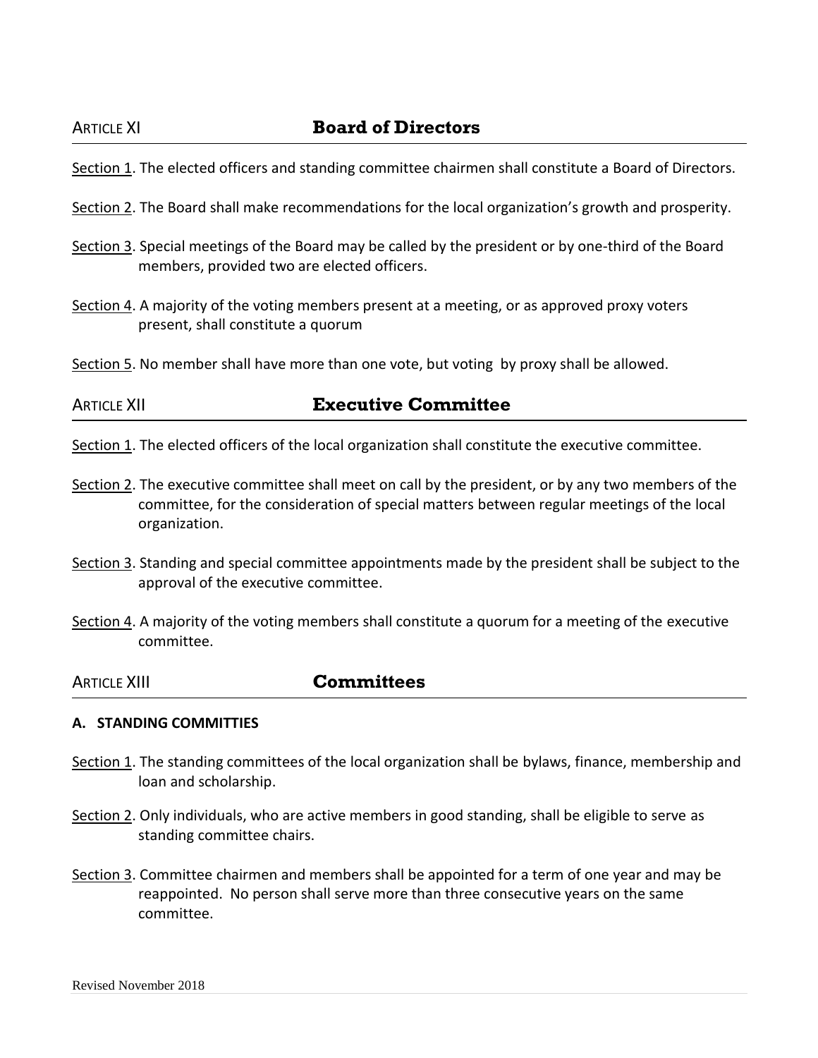## ARTICLE XI **Board of Directors**

Section 1. The elected officers and standing committee chairmen shall constitute a Board of Directors.

Section 2. The Board shall make recommendations for the local organization's growth and prosperity.

Section 3. Special meetings of the Board may be called by the president or by one-third of the Board members, provided two are elected officers.

Section 4. A majority of the voting members present at a meeting, or as approved proxy voters present, shall constitute a quorum

Section 5. No member shall have more than one vote, but voting by proxy shall be allowed.

## ARTICLE XII **Executive Committee**

Section 1. The elected officers of the local organization shall constitute the executive committee.

Section 2. The executive committee shall meet on call by the president, or by any two members of the committee, for the consideration of special matters between regular meetings of the local organization.

Section 3. Standing and special committee appointments made by the president shall be subject to the approval of the executive committee.

Section 4. A majority of the voting members shall constitute a quorum for a meeting of the executive committee.

## ARTICLE XIII **Committees**

### A. STANDING COMMITTIES

Section 1. The standing committees of the local organization shall be bylaws, finance, membership and loan and scholarship.

Section 2. Only individuals, who are active members in good standing, shall be eligible to serve as standing committee chairs.

Section 3. Committee chairmen and members shall be appointed for a term of one year and may be reappointed. No person shall serve more than three consecutive years on the same committee.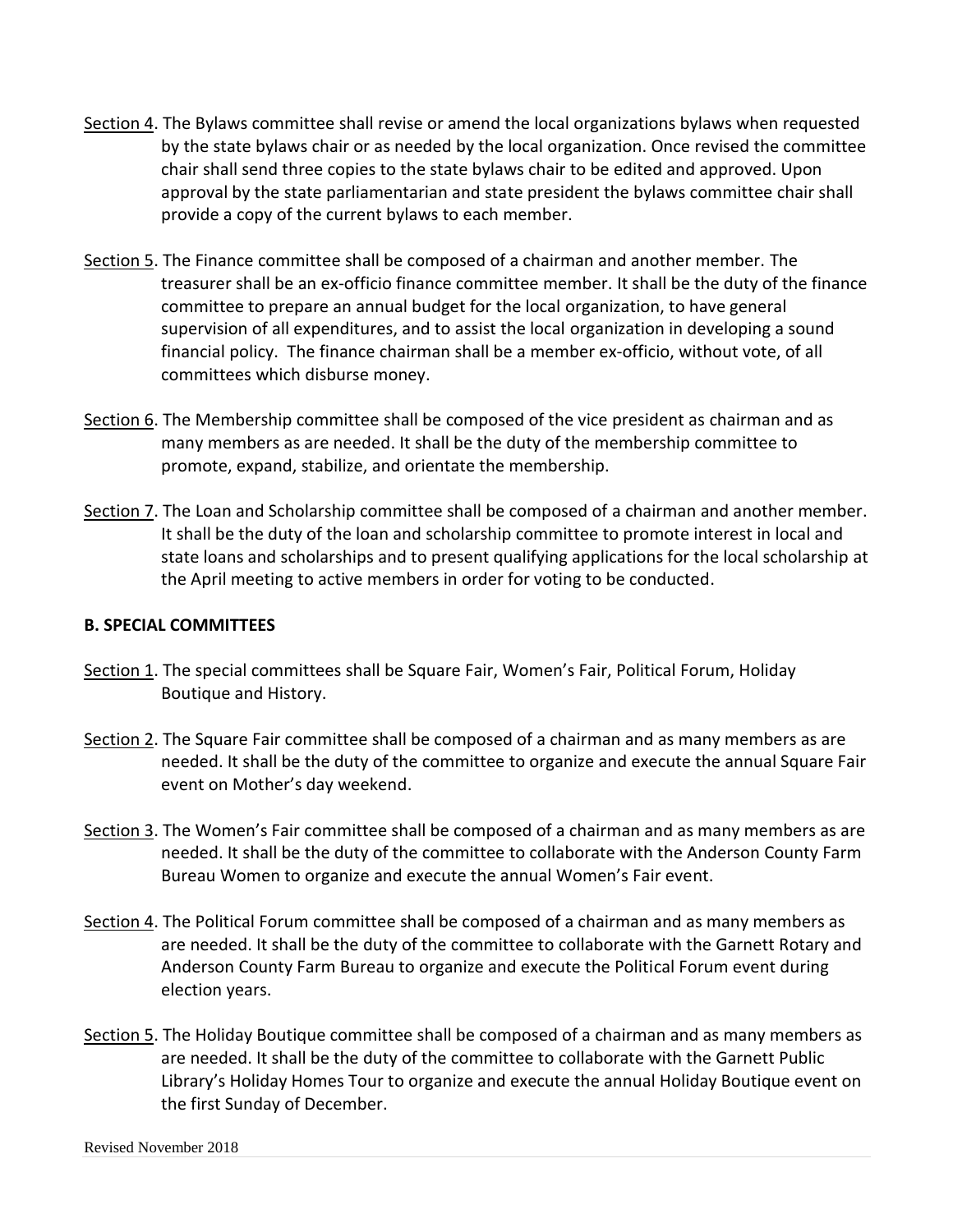Section 4. The Bylaws committee shall revise or amend the local organizations bylaws when requested by the state bylaws chair or as needed by the local organization. Once revised the committee chair shall send three copies to the state bylaws chair to be edited and approved. Upon approval by the state parliamentarian and state president the bylaws committee chair shall provide a copy of the current bylaws to each member.

Section 5. The Finance committee shall be composed of a chairman and another member. The treasurer shall be an ex-officio finance committee member. It shall be the duty of the finance committee to prepare an annual budget for the local organization, to have general supervision of all expenditures, and to assist the local organization in developing a sound financial policy. The finance chairman shall be a member ex-officio, without vote, of all committees which disburse money.

Section 6. The Membership committee shall be composed of the vice president as chairman and as many members as are needed. It shall be the duty of the membership committee to promote, expand, stabilize, and orientate the membership.

Section 7. The Loan and Scholarship committee shall be composed of a chairman and another member. It shall be the duty of the loan and scholarship committee to promote interest in local and state loans and scholarships and to present qualifying applications for the local scholarship at the April meeting to active members in order for voting to be conducted.

**B. SPECIAL COMMITTEES**

Section 1. The special committees shall be Square Fair, Women's Fair, Political Forum, Holiday Boutique and History.

Section 2. The Square Fair committee shall be composed of a chairman and as many members as are needed. It shall be the duty of the committee to organize and execute the annual Square Fair event on Mother's day weekend.

Section 3. The Women's Fair committee shall be composed of a chairman and as many members as are needed. It shall be the duty of the committee to collaborate with the Anderson County Farm Bureau Women to organize and execute the annual Women's Fair event.

Section 4. The Political Forum committee shall be composed of a chairman and as many members as are needed. It shall be the duty of the committee to collaborate with the Garnett Rotary and Anderson County Farm Bureau to organize and execute the Political Forum event during election years.

Section 5. The Holiday Boutique committee shall be composed of a chairman and as many members as are needed. It shall be the duty of the committee to collaborate with the Garnett Public Library's Holiday Homes Tour to organize and execute the annual Holiday Boutique event on the first Sunday of December.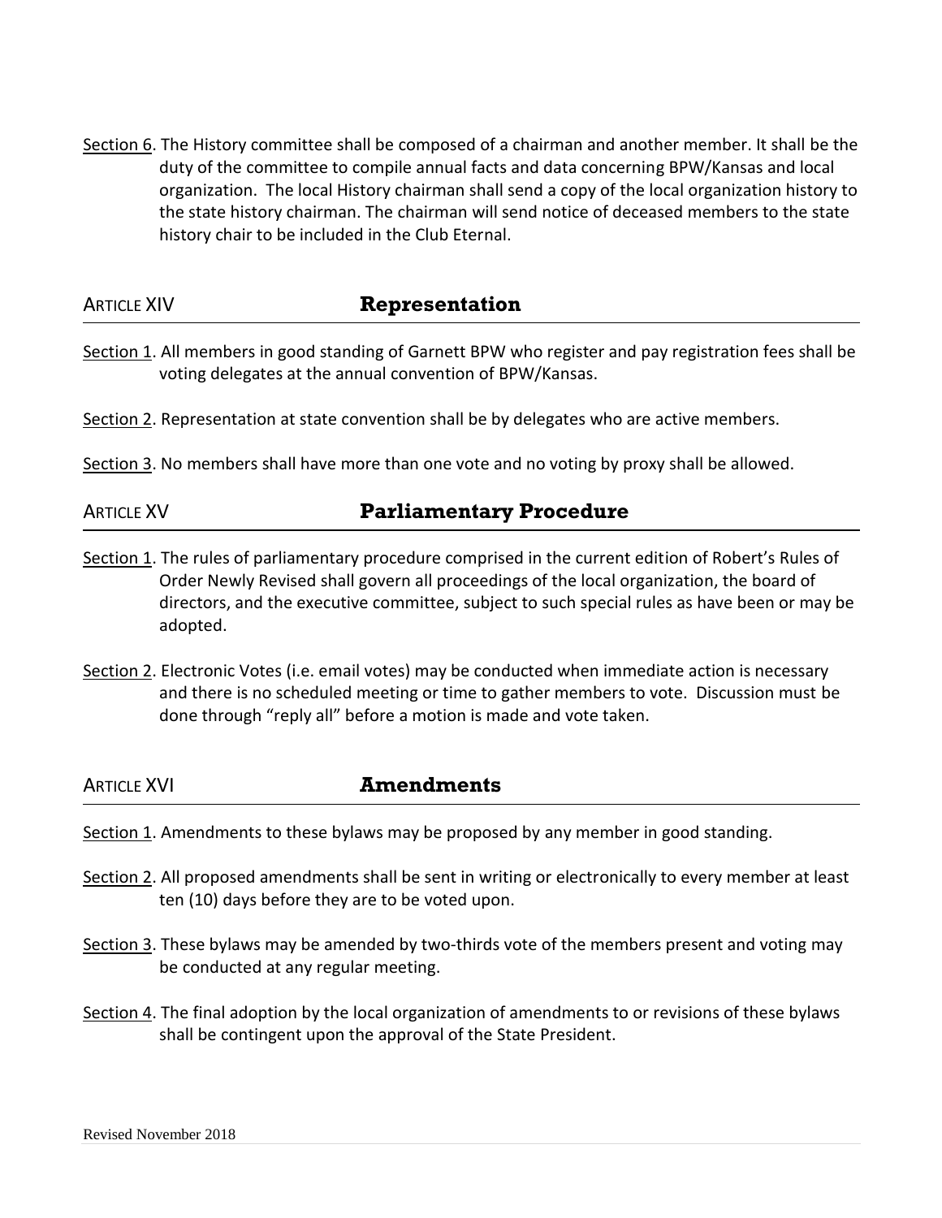Section 6. The History committee shall be composed of a chairman and another member. It shall be the duty of the committee to compile annual facts and data concerning BPW/Kansas and local organization. The local History chairman shall send a copy of the local organization history to the state history chairman. The chairman will send notice of deceased members to the state history chair to be included in the Club Eternal.

## ARTICLE XIV Representation

Section 1. All members in good standing of Garnett BPW who register and pay registration fees shall be voting delegates at the annual convention of BPW/Kansas.

Section 2. Representation at state convention shall be by delegates who are active members.

Section 3. No members shall have more than one vote and no voting by proxy shall be allowed.

## ARTICLE XV Parliamentary Procedure

Section 1. The rules of parliamentary procedure comprised in the current edition of Robert's Rules of Order Newly Revised shall govern all proceedings of the local organization, the board of directors, and the executive committee, subject to such special rules as have been or may be adopted.

Section 2. Electronic Votes (i.e. email votes) may be conducted when immediate action is necessary and there is no scheduled meeting or time to gather members to vote. Discussion must be done through "reply all" before a motion is made and vote taken.

## ARTICLE XVI Amendments

Section 1. Amendments to these bylaws may be proposed by any member in good standing.

Section 2. All proposed amendments shall be sent in writing or electronically to every member at least ten (10) days before they are to be voted upon.

Section 3. These bylaws may be amended by two-thirds vote of the members present and voting may be conducted at any regular meeting.

Section 4. The final adoption by the local organization of amendments to or revisions of these bylaws shall be contingent upon the approval of the State President.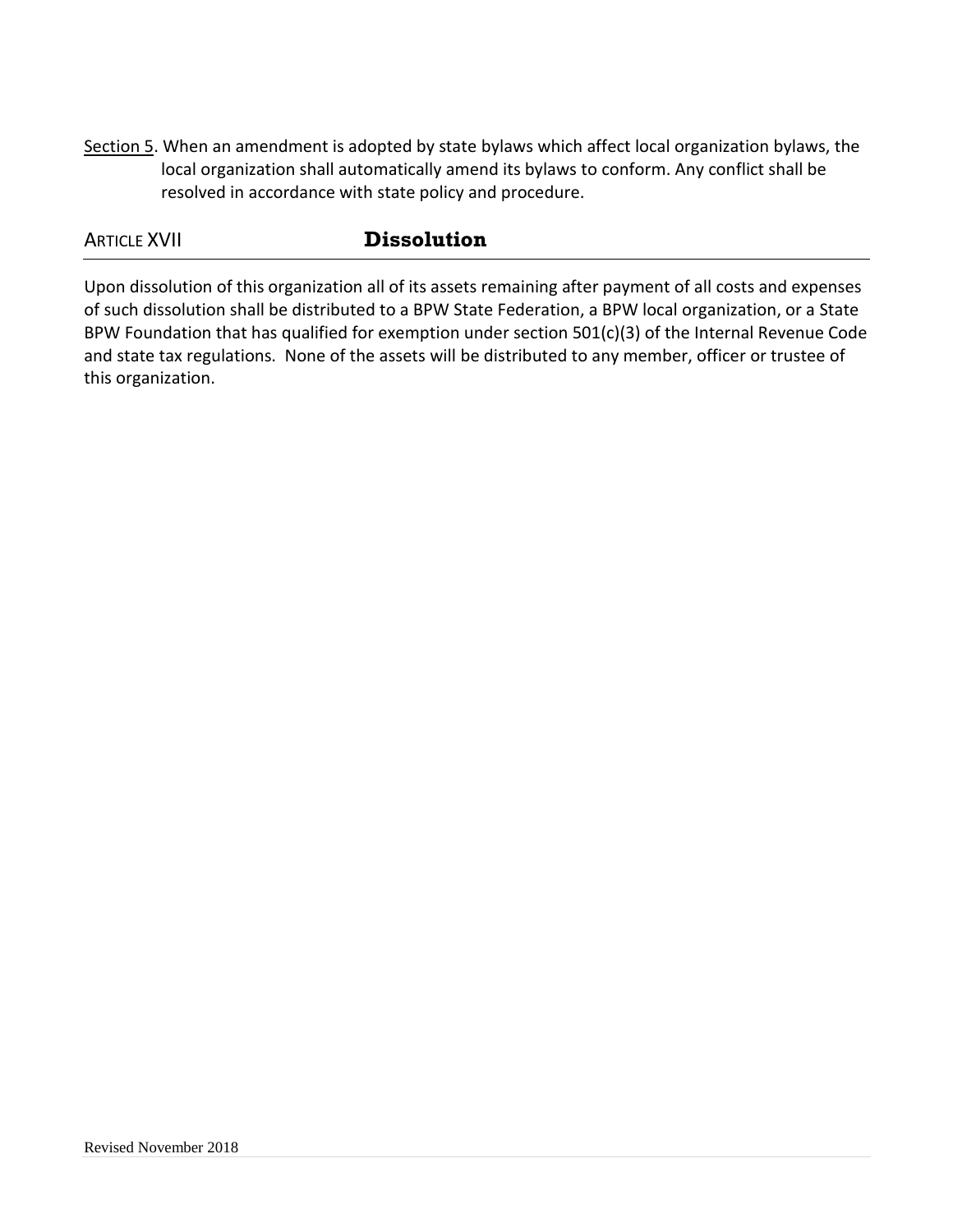<u>Section 5</u>. When an amendment is adopted by state bylaws which affect local organization bylaws, the local organization shall automatically amend its bylaws to conform. Any conflict shall be resolved in accordance with state policy and procedure.

## ARTICLE XVII **Dissolution**

Upon dissolution of this organization all of its assets remaining after payment of all costs and expenses of such dissolution shall be distributed to a BPW State Federation, a BPW local organization, or a State BPW Foundation that has qualified for exemption under section 501(c)(3) of the Internal Revenue Code and state tax regulations. None of the assets will be distributed to any member, officer or trustee of this organization.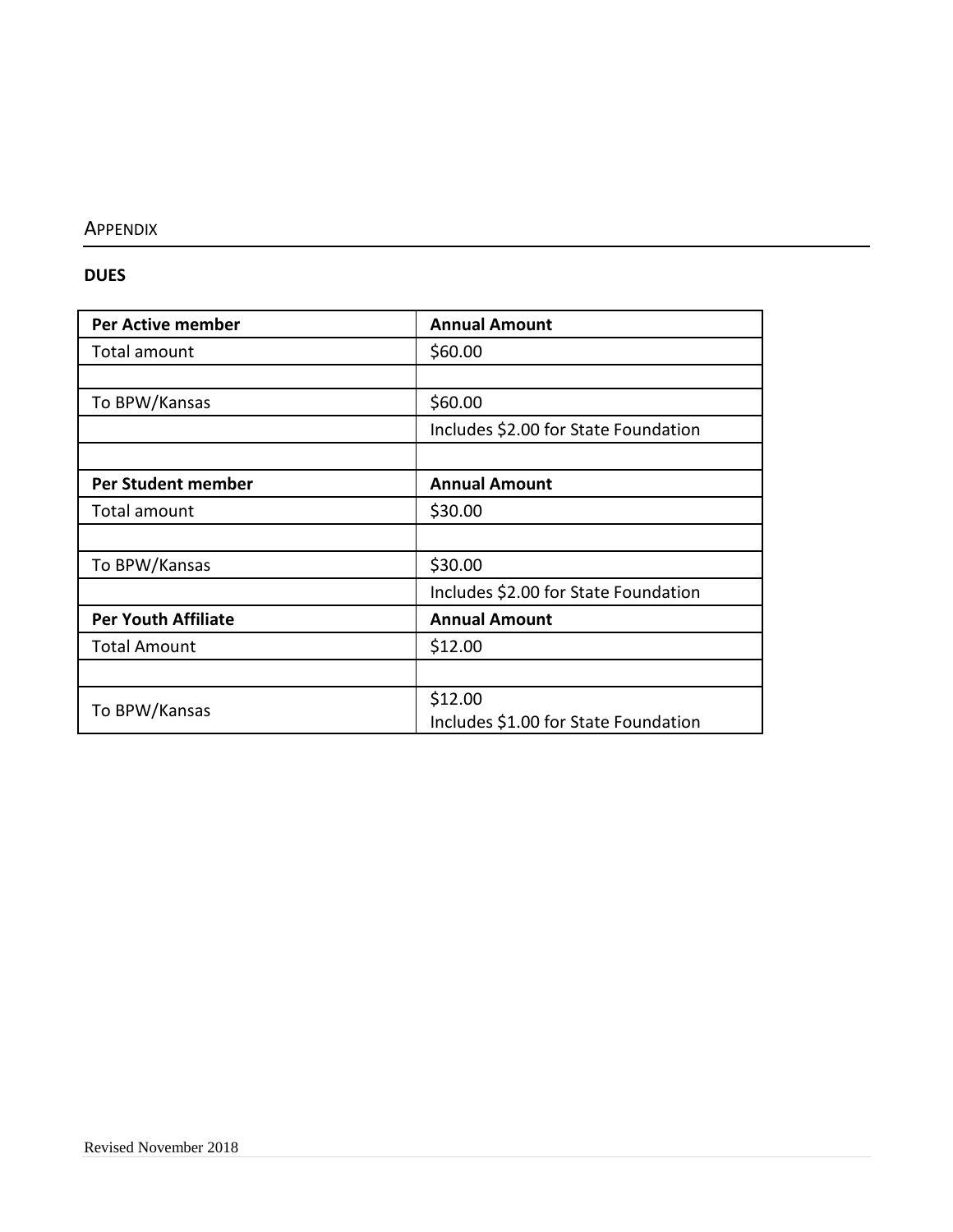## APPENDIX

**DUES**

| **Per Active member** | **Annual Amount** |
| --- | --- |
| Total amount | $60.00 |
| | |
| To BPW/Kansas | $60.00 |
| | Includes $2.00 for State Foundation |
| | |
| **Per Student member** | **Annual Amount** |
| Total amount | $30.00 |
| | |
| To BPW/Kansas | $30.00 |
| | Includes $2.00 for State Foundation |
| **Per Youth Affiliate** | **Annual Amount** |
| Total Amount | $12.00 |
| | |
| To BPW/Kansas | $12.00<br>Includes $1.00 for State Foundation |

Revised November 2018